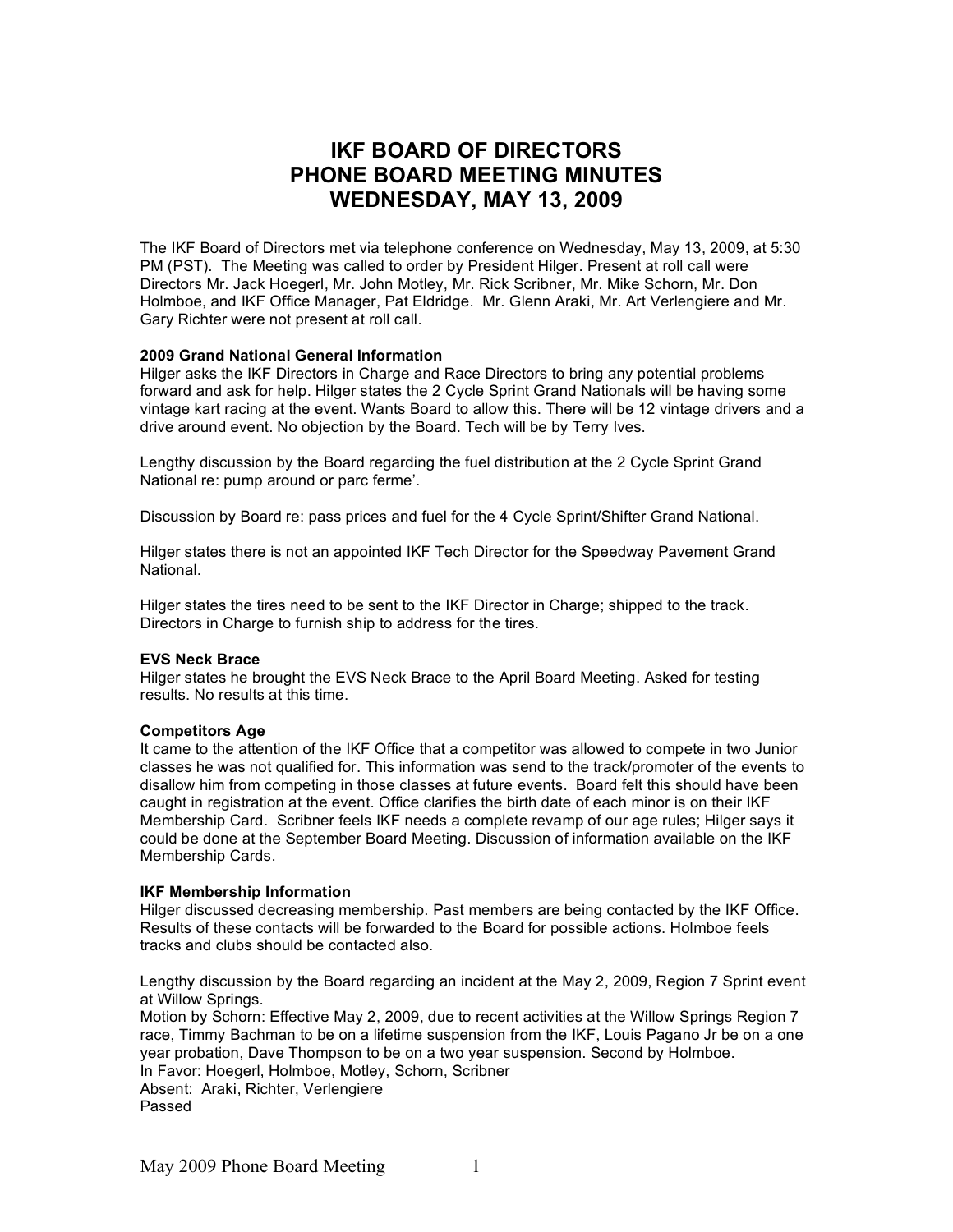# IKF BOARD OF DIRECTORS
# PHONE BOARD MEETING MINUTES
# WEDNESDAY, MAY 13, 2009

The IKF Board of Directors met via telephone conference on Wednesday, May 13, 2009, at 5:30 PM (PST). The Meeting was called to order by President Hilger. Present at roll call were Directors Mr. Jack Hoegerl, Mr. John Motley, Mr. Rick Scribner, Mr. Mike Schorn, Mr. Don Holmboe, and IKF Office Manager, Pat Eldridge. Mr. Glenn Araki, Mr. Art Verlengiere and Mr. Gary Richter were not present at roll call.

**2009 Grand National General Information**

Hilger asks the IKF Directors in Charge and Race Directors to bring any potential problems forward and ask for help. Hilger states the 2 Cycle Sprint Grand Nationals will be having some vintage kart racing at the event. Wants Board to allow this. There will be 12 vintage drivers and a drive around event. No objection by the Board. Tech will be by Terry Ives.

Lengthy discussion by the Board regarding the fuel distribution at the 2 Cycle Sprint Grand National re: pump around or parc ferme'.

Discussion by Board re: pass prices and fuel for the 4 Cycle Sprint/Shifter Grand National.

Hilger states there is not an appointed IKF Tech Director for the Speedway Pavement Grand National.

Hilger states the tires need to be sent to the IKF Director in Charge; shipped to the track. Directors in Charge to furnish ship to address for the tires.

**EVS Neck Brace**

Hilger states he brought the EVS Neck Brace to the April Board Meeting. Asked for testing results. No results at this time.

**Competitors Age**

It came to the attention of the IKF Office that a competitor was allowed to compete in two Junior classes he was not qualified for. This information was send to the track/promoter of the events to disallow him from competing in those classes at future events. Board felt this should have been caught in registration at the event. Office clarifies the birth date of each minor is on their IKF Membership Card. Scribner feels IKF needs a complete revamp of our age rules; Hilger says it could be done at the September Board Meeting. Discussion of information available on the IKF Membership Cards.

**IKF Membership Information**

Hilger discussed decreasing membership. Past members are being contacted by the IKF Office. Results of these contacts will be forwarded to the Board for possible actions. Holmboe feels tracks and clubs should be contacted also.

Lengthy discussion by the Board regarding an incident at the May 2, 2009, Region 7 Sprint event at Willow Springs.

Motion by Schorn: Effective May 2, 2009, due to recent activities at the Willow Springs Region 7 race, Timmy Bachman to be on a lifetime suspension from the IKF, Louis Pagano Jr be on a one year probation, Dave Thompson to be on a two year suspension. Second by Holmboe.

In Favor: Hoegerl, Holmboe, Motley, Schorn, Scribner

Absent: Araki, Richter, Verlengiere

Passed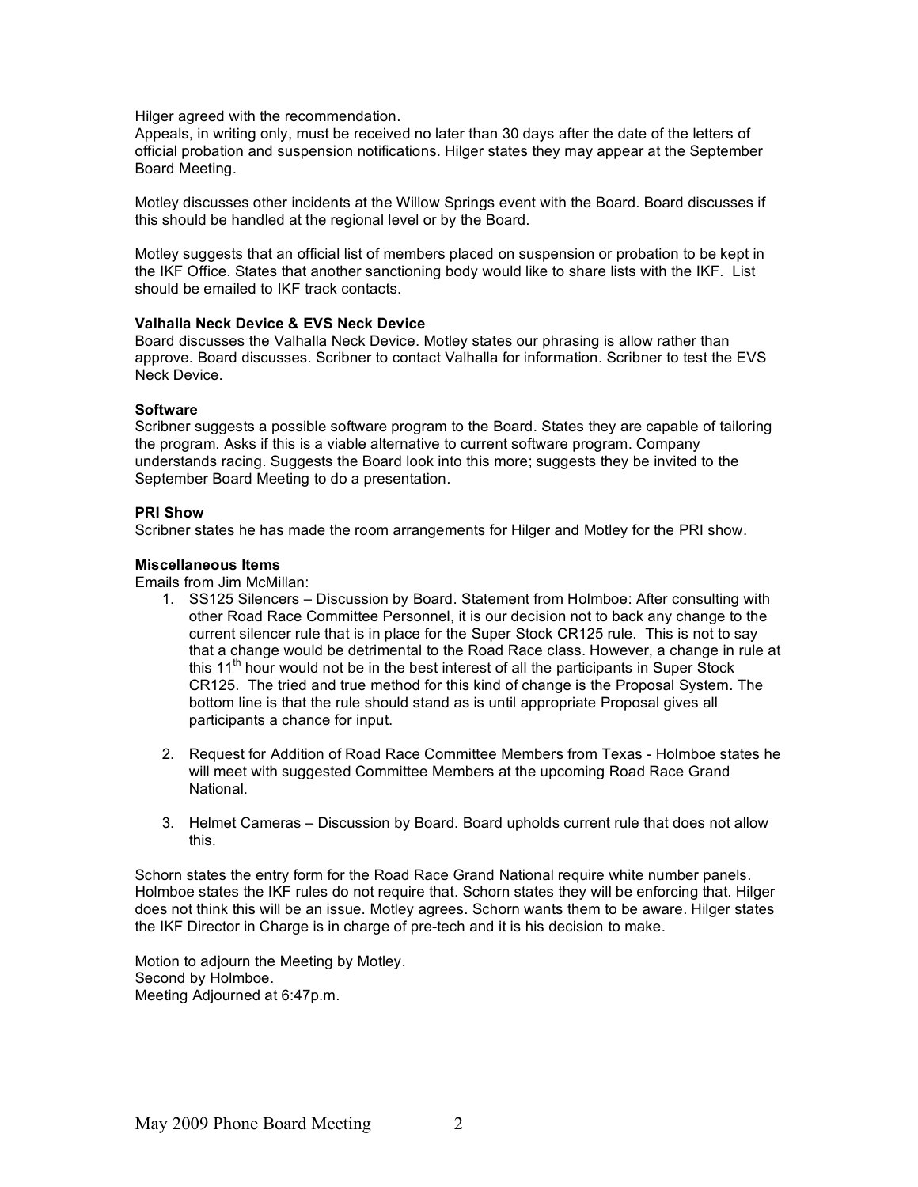Hilger agreed with the recommendation.
Appeals, in writing only, must be received no later than 30 days after the date of the letters of official probation and suspension notifications. Hilger states they may appear at the September Board Meeting.

Motley discusses other incidents at the Willow Springs event with the Board. Board discusses if this should be handled at the regional level or by the Board.

Motley suggests that an official list of members placed on suspension or probation to be kept in the IKF Office. States that another sanctioning body would like to share lists with the IKF. List should be emailed to IKF track contacts.

**Valhalla Neck Device & EVS Neck Device**
Board discusses the Valhalla Neck Device. Motley states our phrasing is allow rather than approve. Board discusses. Scribner to contact Valhalla for information. Scribner to test the EVS Neck Device.

**Software**
Scribner suggests a possible software program to the Board. States they are capable of tailoring the program. Asks if this is a viable alternative to current software program. Company understands racing. Suggests the Board look into this more; suggests they be invited to the September Board Meeting to do a presentation.

**PRI Show**
Scribner states he has made the room arrangements for Hilger and Motley for the PRI show.

**Miscellaneous Items**
Emails from Jim McMillan:

1. SS125 Silencers – Discussion by Board. Statement from Holmboe: After consulting with other Road Race Committee Personnel, it is our decision not to back any change to the current silencer rule that is in place for the Super Stock CR125 rule. This is not to say that a change would be detrimental to the Road Race class. However, a change in rule at this 11th hour would not be in the best interest of all the participants in Super Stock CR125. The tried and true method for this kind of change is the Proposal System. The bottom line is that the rule should stand as is until appropriate Proposal gives all participants a chance for input.

2. Request for Addition of Road Race Committee Members from Texas - Holmboe states he will meet with suggested Committee Members at the upcoming Road Race Grand National.

3. Helmet Cameras – Discussion by Board. Board upholds current rule that does not allow this.

Schorn states the entry form for the Road Race Grand National require white number panels. Holmboe states the IKF rules do not require that. Schorn states they will be enforcing that. Hilger does not think this will be an issue. Motley agrees. Schorn wants them to be aware. Hilger states the IKF Director in Charge is in charge of pre-tech and it is his decision to make.

Motion to adjourn the Meeting by Motley.
Second by Holmboe.
Meeting Adjourned at 6:47p.m.